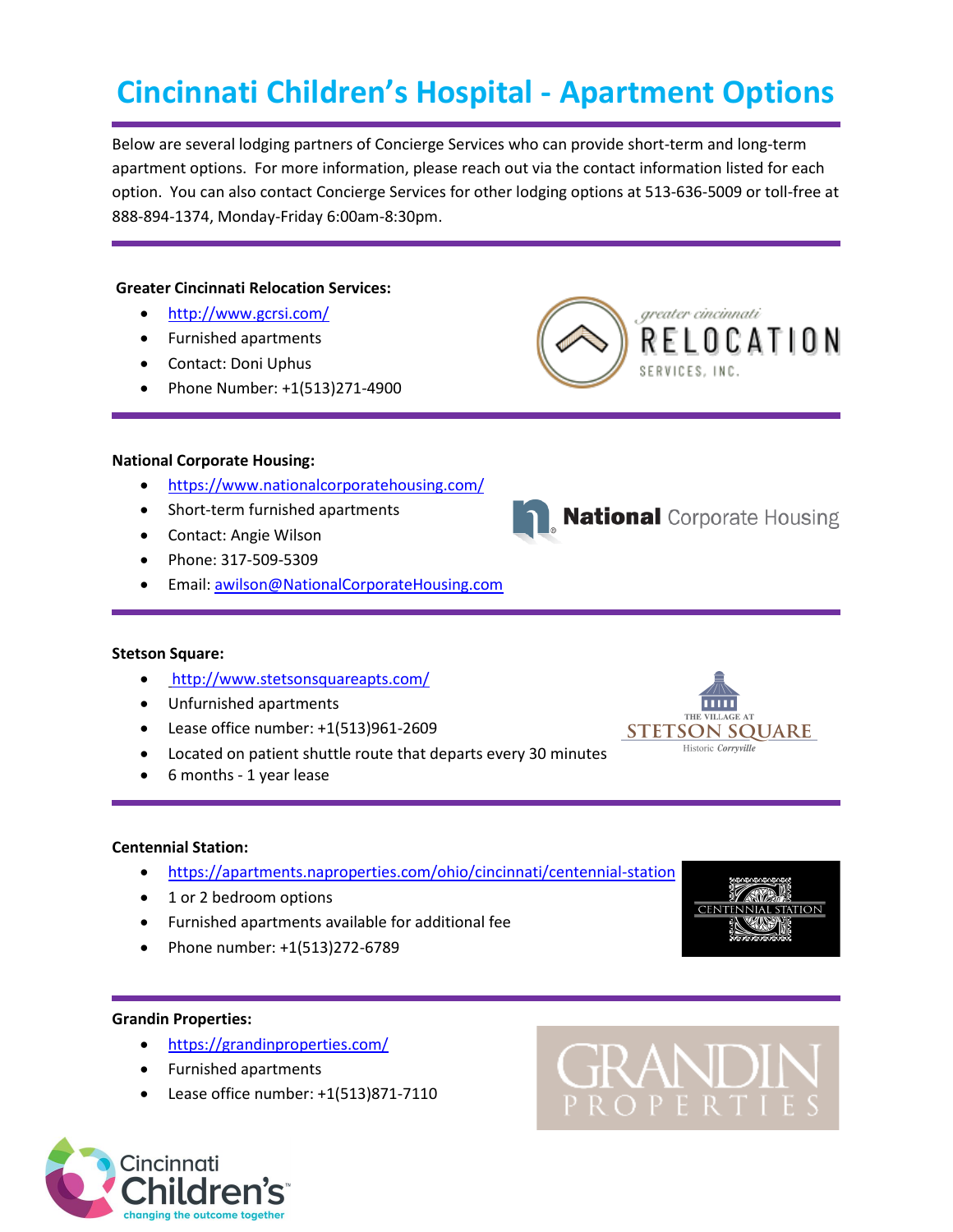# Cincinnati Children's Hospital - Apartment Options

Below are several lodging partners of Concierge Services who can provide short-term and long-term apartment options. For more information, please reach out via the contact information listed for each option. You can also contact Concierge Services for other lodging options at 513-636-5009 or toll-free at 888-894-1374, Monday-Friday 6:00am-8:30pm.

**Greater Cincinnati Relocation Services:**

- http://www.gcrsi.com/
- Furnished apartments
- Contact: Doni Uphus
- Phone Number: +1(513)271-4900

**National Corporate Housing:**

- https://www.nationalcorporatehousing.com/
- Short-term furnished apartments
- Contact: Angie Wilson
- Phone: 317-509-5309
- Email: awilson@NationalCorporateHousing.com

**Stetson Square:**

- http://www.stetsonsquareapts.com/
- Unfurnished apartments
- Lease office number: +1(513)961-2609
- Located on patient shuttle route that departs every 30 minutes
- 6 months - 1 year lease

**Centennial Station:**

- https://apartments.naproperties.com/ohio/cincinnati/centennial-station
- 1 or 2 bedroom options
- Furnished apartments available for additional fee
- Phone number: +1(513)272-6789

**Grandin Properties:**

- https://grandinproperties.com/
- Furnished apartments
- Lease office number: +1(513)871-7110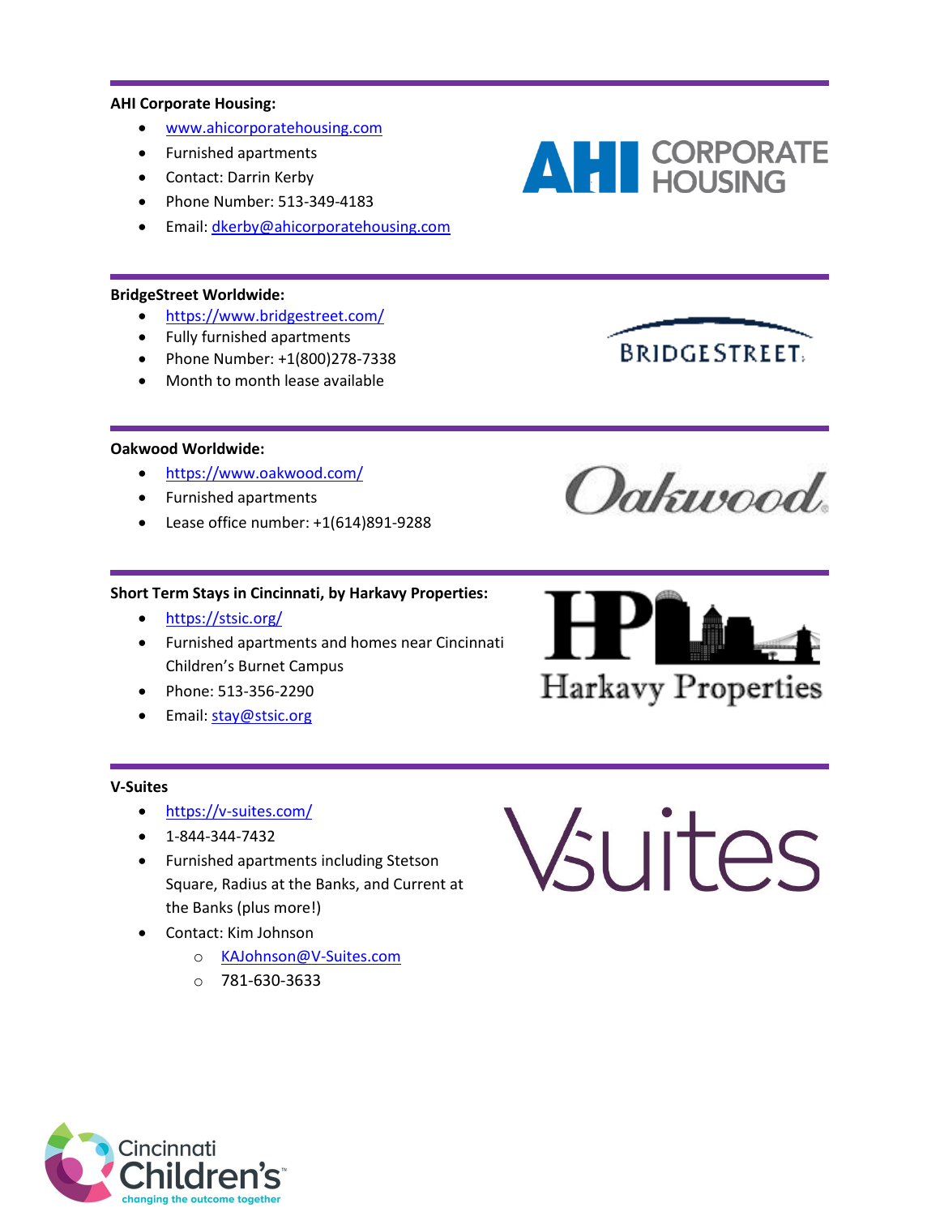**AHI Corporate Housing:**

- www.ahicorporatehousing.com
- Furnished apartments
- Contact: Darrin Kerby
- Phone Number: 513-349-4183
- Email: dkerby@ahicorporatehousing.com

**BridgeStreet Worldwide:**

- https://www.bridgestreet.com/
- Fully furnished apartments
- Phone Number: +1(800)278-7338
- Month to month lease available

**Oakwood Worldwide:**

- https://www.oakwood.com/
- Furnished apartments
- Lease office number: +1(614)891-9288

**Short Term Stays in Cincinnati, by Harkavy Properties:**

- https://stsic.org/
- Furnished apartments and homes near Cincinnati Children's Burnet Campus
- Phone: 513-356-2290
- Email: stay@stsic.org

**V-Suites**

- https://v-suites.com/
- 1-844-344-7432
- Furnished apartments including Stetson Square, Radius at the Banks, and Current at the Banks (plus more!)
- Contact: Kim Johnson
  - KAJohnson@V-Suites.com
  - 781-630-3633